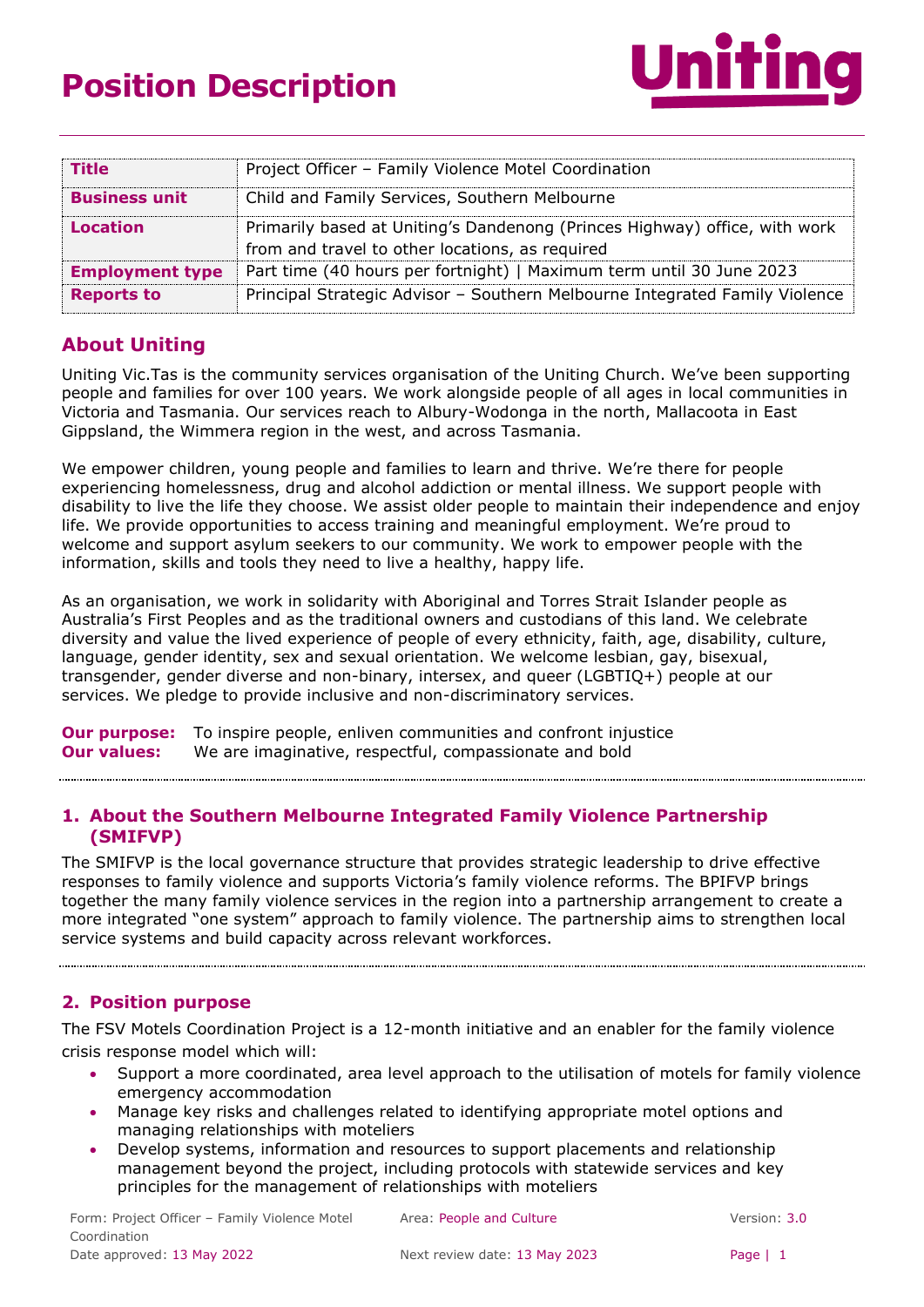# Position Description

Uniting

| Title | Project Officer – Family Violence Motel Coordination |
|---|---|
| Business unit | Child and Family Services, Southern Melbourne |
| Location | Primarily based at Uniting's Dandenong (Princes Highway) office, with work from and travel to other locations, as required |
| Employment type | Part time (40 hours per fortnight) \| Maximum term until 30 June 2023 |
| Reports to | Principal Strategic Advisor – Southern Melbourne Integrated Family Violence |

## About Uniting

Uniting Vic.Tas is the community services organisation of the Uniting Church. We've been supporting people and families for over 100 years. We work alongside people of all ages in local communities in Victoria and Tasmania. Our services reach to Albury-Wodonga in the north, Mallacoota in East Gippsland, the Wimmera region in the west, and across Tasmania.

We empower children, young people and families to learn and thrive. We're there for people experiencing homelessness, drug and alcohol addiction or mental illness. We support people with disability to live the life they choose. We assist older people to maintain their independence and enjoy life. We provide opportunities to access training and meaningful employment. We're proud to welcome and support asylum seekers to our community. We work to empower people with the information, skills and tools they need to live a healthy, happy life.

As an organisation, we work in solidarity with Aboriginal and Torres Strait Islander people as Australia's First Peoples and as the traditional owners and custodians of this land. We celebrate diversity and value the lived experience of people of every ethnicity, faith, age, disability, culture, language, gender identity, sex and sexual orientation. We welcome lesbian, gay, bisexual, transgender, gender diverse and non-binary, intersex, and queer (LGBTIQ+) people at our services. We pledge to provide inclusive and non-discriminatory services.

**Our purpose:** To inspire people, enliven communities and confront injustice
**Our values:** We are imaginative, respectful, compassionate and bold

## 1. About the Southern Melbourne Integrated Family Violence Partnership (SMIFVP)

The SMIFVP is the local governance structure that provides strategic leadership to drive effective responses to family violence and supports Victoria's family violence reforms. The BPIFVP brings together the many family violence services in the region into a partnership arrangement to create a more integrated "one system" approach to family violence. The partnership aims to strengthen local service systems and build capacity across relevant workforces.

## 2. Position purpose

The FSV Motels Coordination Project is a 12-month initiative and an enabler for the family violence crisis response model which will:

- Support a more coordinated, area level approach to the utilisation of motels for family violence emergency accommodation
- Manage key risks and challenges related to identifying appropriate motel options and managing relationships with moteliers
- Develop systems, information and resources to support placements and relationship management beyond the project, including protocols with statewide services and key principles for the management of relationships with moteliers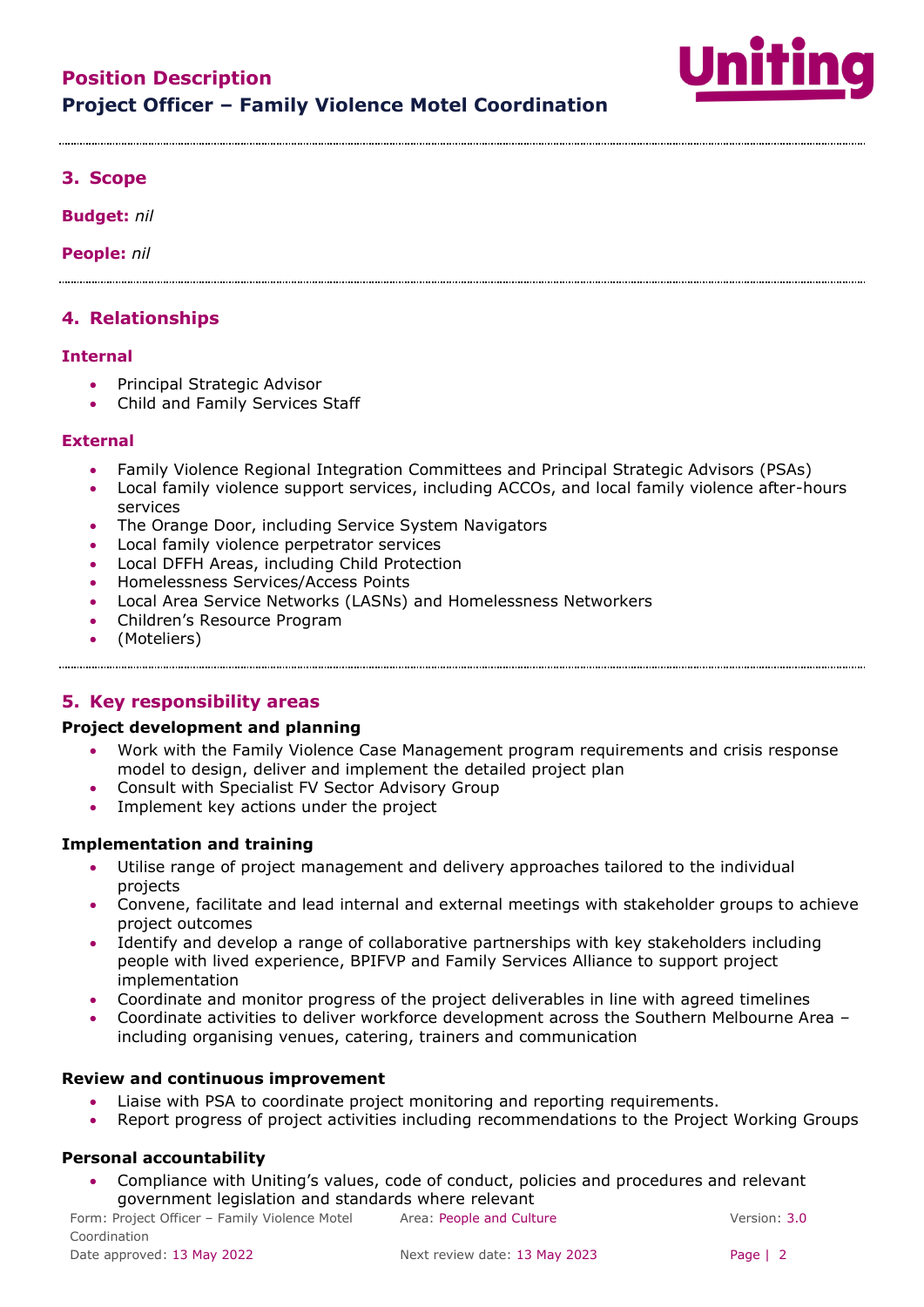## 3. Scope

**Budget:** *nil*

**People:** *nil*

## 4. Relationships

### Internal

- Principal Strategic Advisor
- Child and Family Services Staff

### External

- Family Violence Regional Integration Committees and Principal Strategic Advisors (PSAs)
- Local family violence support services, including ACCOs, and local family violence after-hours services
- The Orange Door, including Service System Navigators
- Local family violence perpetrator services
- Local DFFH Areas, including Child Protection
- Homelessness Services/Access Points
- Local Area Service Networks (LASNs) and Homelessness Networkers
- Children's Resource Program
- (Moteliers)

## 5. Key responsibility areas

**Project development and planning**

- Work with the Family Violence Case Management program requirements and crisis response model to design, deliver and implement the detailed project plan
- Consult with Specialist FV Sector Advisory Group
- Implement key actions under the project

**Implementation and training**

- Utilise range of project management and delivery approaches tailored to the individual projects
- Convene, facilitate and lead internal and external meetings with stakeholder groups to achieve project outcomes
- Identify and develop a range of collaborative partnerships with key stakeholders including people with lived experience, BPIFVP and Family Services Alliance to support project implementation
- Coordinate and monitor progress of the project deliverables in line with agreed timelines
- Coordinate activities to deliver workforce development across the Southern Melbourne Area – including organising venues, catering, trainers and communication

**Review and continuous improvement**

- Liaise with PSA to coordinate project monitoring and reporting requirements.
- Report progress of project activities including recommendations to the Project Working Groups

**Personal accountability**

- Compliance with Uniting's values, code of conduct, policies and procedures and relevant government legislation and standards where relevant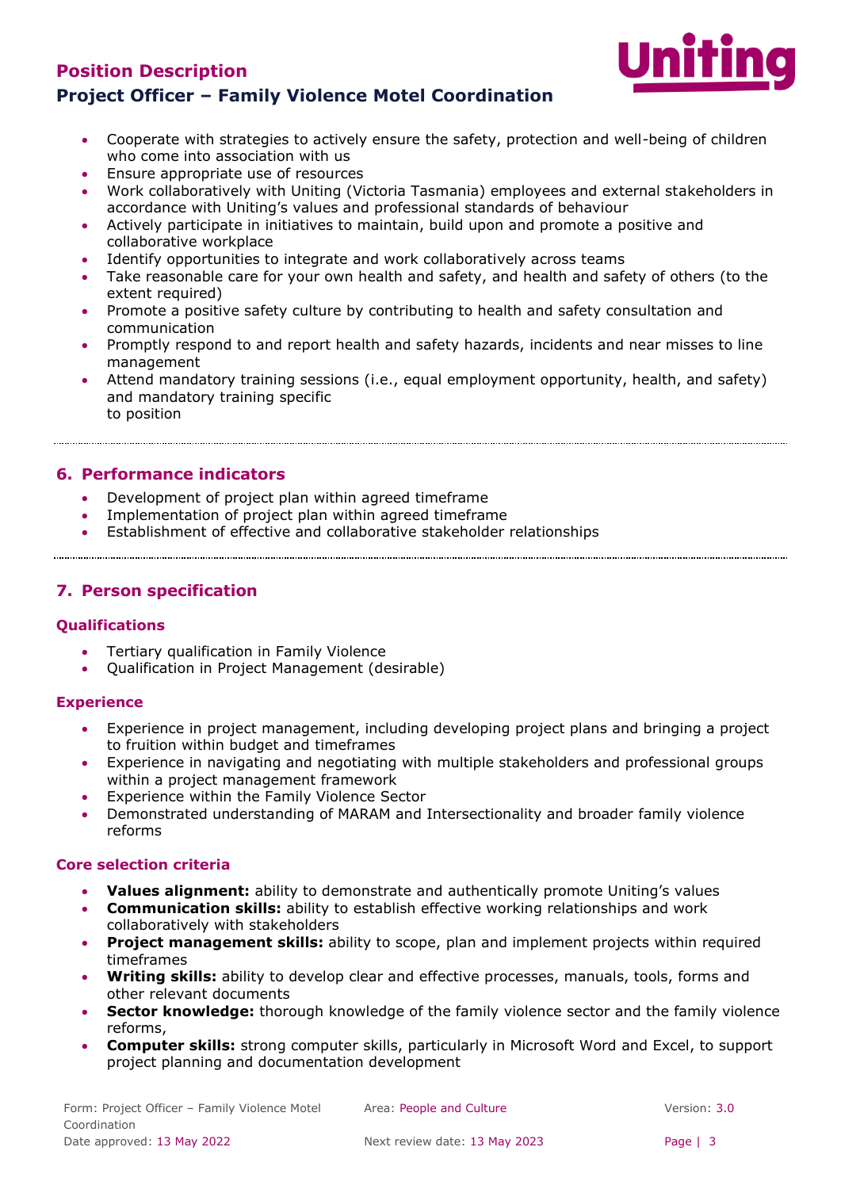- Cooperate with strategies to actively ensure the safety, protection and well-being of children who come into association with us
- Ensure appropriate use of resources
- Work collaboratively with Uniting (Victoria Tasmania) employees and external stakeholders in accordance with Uniting's values and professional standards of behaviour
- Actively participate in initiatives to maintain, build upon and promote a positive and collaborative workplace
- Identify opportunities to integrate and work collaboratively across teams
- Take reasonable care for your own health and safety, and health and safety of others (to the extent required)
- Promote a positive safety culture by contributing to health and safety consultation and communication
- Promptly respond to and report health and safety hazards, incidents and near misses to line management
- Attend mandatory training sessions (i.e., equal employment opportunity, health, and safety) and mandatory training specific to position

## 6. Performance indicators

- Development of project plan within agreed timeframe
- Implementation of project plan within agreed timeframe
- Establishment of effective and collaborative stakeholder relationships

## 7. Person specification

### Qualifications

- Tertiary qualification in Family Violence
- Qualification in Project Management (desirable)

### Experience

- Experience in project management, including developing project plans and bringing a project to fruition within budget and timeframes
- Experience in navigating and negotiating with multiple stakeholders and professional groups within a project management framework
- Experience within the Family Violence Sector
- Demonstrated understanding of MARAM and Intersectionality and broader family violence reforms

### Core selection criteria

- **Values alignment:** ability to demonstrate and authentically promote Uniting's values
- **Communication skills:** ability to establish effective working relationships and work collaboratively with stakeholders
- **Project management skills:** ability to scope, plan and implement projects within required timeframes
- **Writing skills:** ability to develop clear and effective processes, manuals, tools, forms and other relevant documents
- **Sector knowledge:** thorough knowledge of the family violence sector and the family violence reforms,
- **Computer skills:** strong computer skills, particularly in Microsoft Word and Excel, to support project planning and documentation development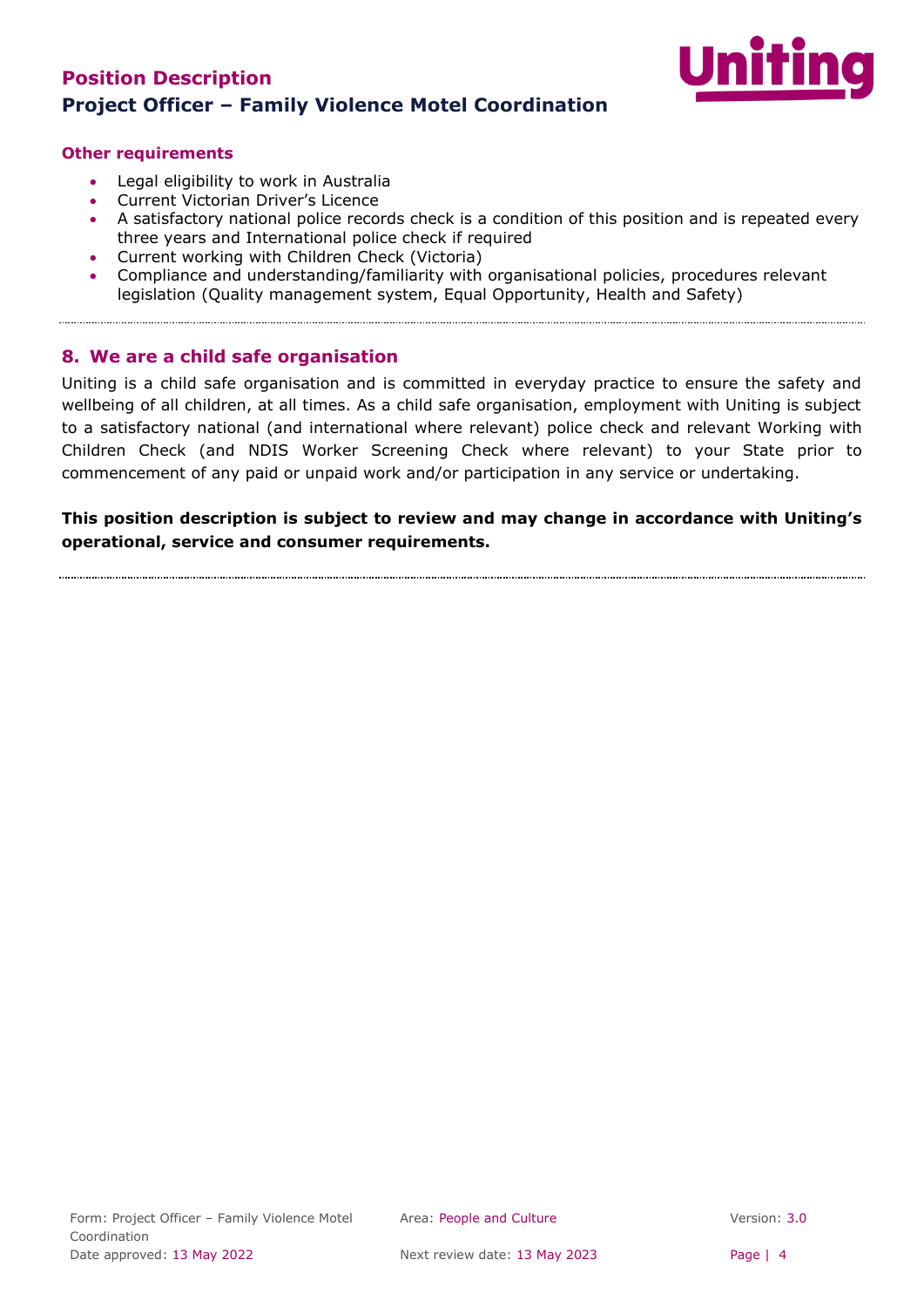#### Other requirements

- Legal eligibility to work in Australia
- Current Victorian Driver's Licence
- A satisfactory national police records check is a condition of this position and is repeated every three years and International police check if required
- Current working with Children Check (Victoria)
- Compliance and understanding/familiarity with organisational policies, procedures relevant legislation (Quality management system, Equal Opportunity, Health and Safety)

## 8. We are a child safe organisation

Uniting is a child safe organisation and is committed in everyday practice to ensure the safety and wellbeing of all children, at all times. As a child safe organisation, employment with Uniting is subject to a satisfactory national (and international where relevant) police check and relevant Working with Children Check (and NDIS Worker Screening Check where relevant) to your State prior to commencement of any paid or unpaid work and/or participation in any service or undertaking.

**This position description is subject to review and may change in accordance with Uniting's operational, service and consumer requirements.**